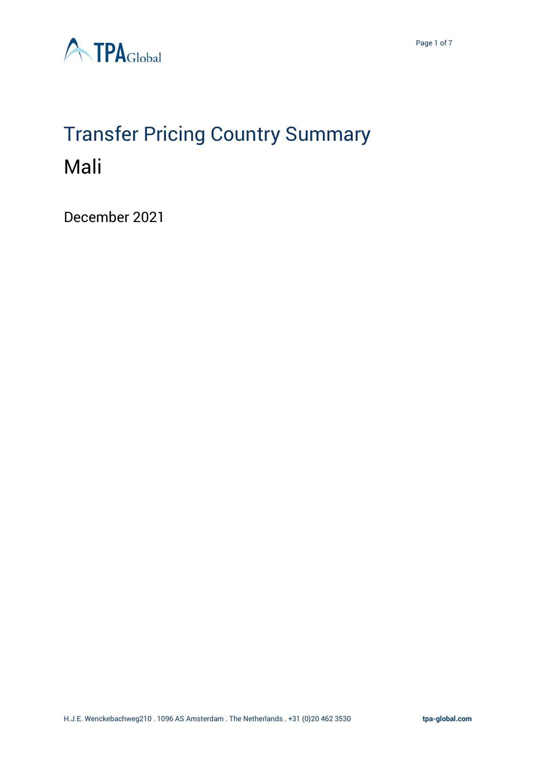# Transfer Pricing Country Summary

## Mali

December 2021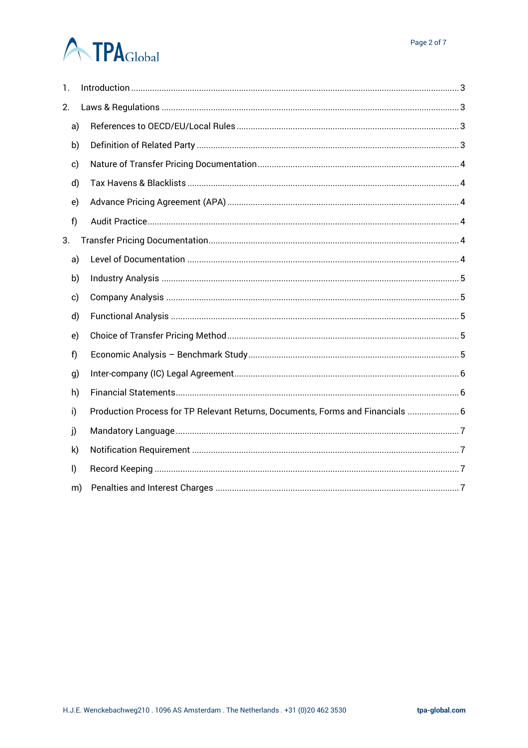1. Introduction ..... 3
2. Laws & Regulations ..... 3
    a) References to OECD/EU/Local Rules ..... 3
    b) Definition of Related Party ..... 3
    c) Nature of Transfer Pricing Documentation ..... 4
    d) Tax Havens & Blacklists ..... 4
    e) Advance Pricing Agreement (APA) ..... 4
    f) Audit Practice ..... 4
3. Transfer Pricing Documentation ..... 4
    a) Level of Documentation ..... 4
    b) Industry Analysis ..... 5
    c) Company Analysis ..... 5
    d) Functional Analysis ..... 5
    e) Choice of Transfer Pricing Method ..... 5
    f) Economic Analysis – Benchmark Study ..... 5
    g) Inter-company (IC) Legal Agreement ..... 6
    h) Financial Statements ..... 6
    i) Production Process for TP Relevant Returns, Documents, Forms and Financials ..... 6
    j) Mandatory Language ..... 7
    k) Notification Requirement ..... 7
    l) Record Keeping ..... 7
    m) Penalties and Interest Charges ..... 7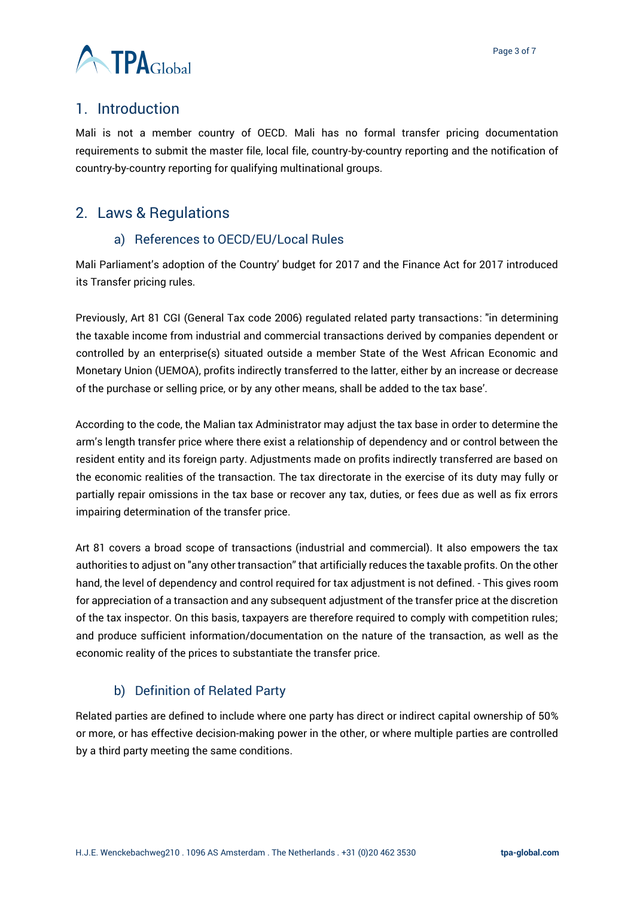## 1. Introduction

Mali is not a member country of OECD. Mali has no formal transfer pricing documentation requirements to submit the master file, local file, country-by-country reporting and the notification of country-by-country reporting for qualifying multinational groups.

## 2. Laws & Regulations

### a) References to OECD/EU/Local Rules

Mali Parliament's adoption of the Country' budget for 2017 and the Finance Act for 2017 introduced its Transfer pricing rules.

Previously, Art 81 CGI (General Tax code 2006) regulated related party transactions: "in determining the taxable income from industrial and commercial transactions derived by companies dependent or controlled by an enterprise(s) situated outside a member State of the West African Economic and Monetary Union (UEMOA), profits indirectly transferred to the latter, either by an increase or decrease of the purchase or selling price, or by any other means, shall be added to the tax base'.

According to the code, the Malian tax Administrator may adjust the tax base in order to determine the arm's length transfer price where there exist a relationship of dependency and or control between the resident entity and its foreign party. Adjustments made on profits indirectly transferred are based on the economic realities of the transaction. The tax directorate in the exercise of its duty may fully or partially repair omissions in the tax base or recover any tax, duties, or fees due as well as fix errors impairing determination of the transfer price.

Art 81 covers a broad scope of transactions (industrial and commercial). It also empowers the tax authorities to adjust on "any other transaction" that artificially reduces the taxable profits. On the other hand, the level of dependency and control required for tax adjustment is not defined. - This gives room for appreciation of a transaction and any subsequent adjustment of the transfer price at the discretion of the tax inspector. On this basis, taxpayers are therefore required to comply with competition rules; and produce sufficient information/documentation on the nature of the transaction, as well as the economic reality of the prices to substantiate the transfer price.

### b) Definition of Related Party

Related parties are defined to include where one party has direct or indirect capital ownership of 50% or more, or has effective decision-making power in the other, or where multiple parties are controlled by a third party meeting the same conditions.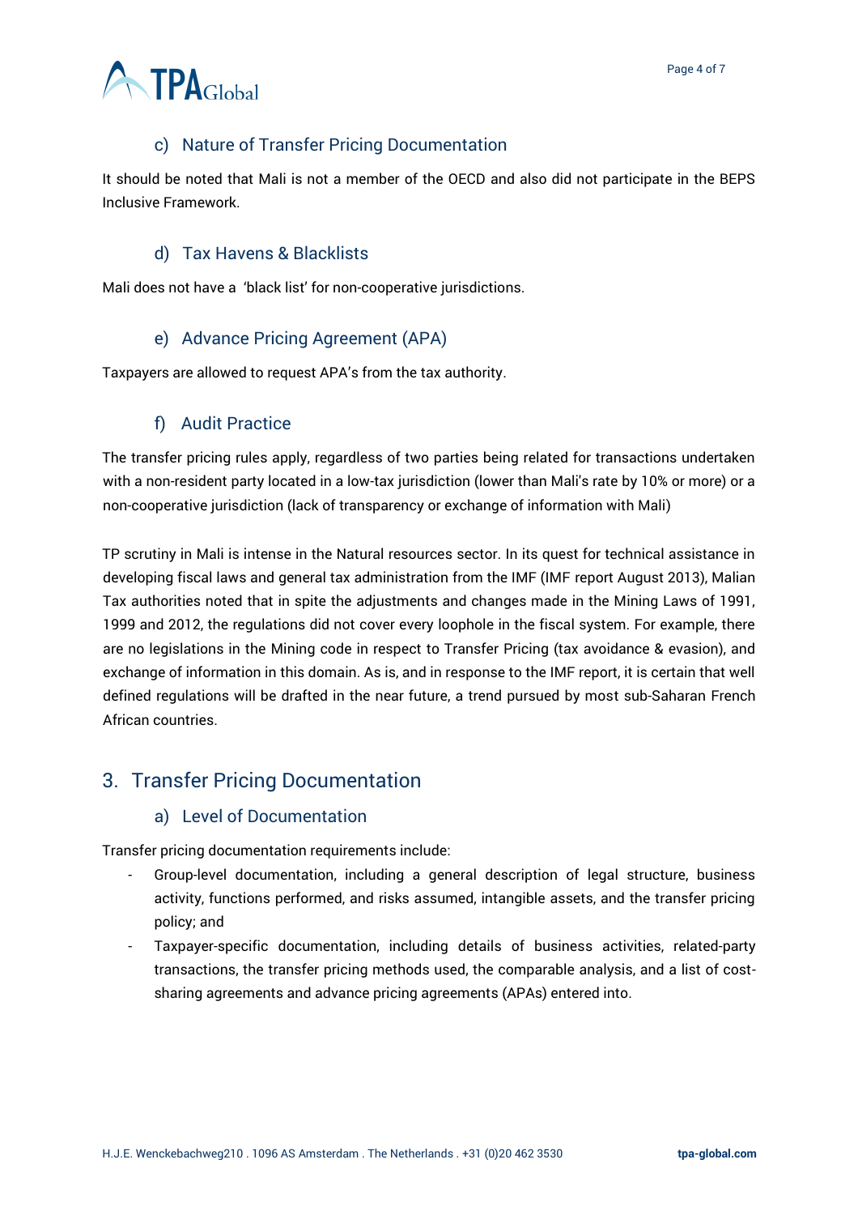### c) Nature of Transfer Pricing Documentation

It should be noted that Mali is not a member of the OECD and also did not participate in the BEPS Inclusive Framework.

### d) Tax Havens & Blacklists

Mali does not have a 'black list' for non-cooperative jurisdictions.

### e) Advance Pricing Agreement (APA)

Taxpayers are allowed to request APA's from the tax authority.

### f) Audit Practice

The transfer pricing rules apply, regardless of two parties being related for transactions undertaken with a non-resident party located in a low-tax jurisdiction (lower than Mali's rate by 10% or more) or a non-cooperative jurisdiction (lack of transparency or exchange of information with Mali)

TP scrutiny in Mali is intense in the Natural resources sector. In its quest for technical assistance in developing fiscal laws and general tax administration from the IMF (IMF report August 2013), Malian Tax authorities noted that in spite the adjustments and changes made in the Mining Laws of 1991, 1999 and 2012, the regulations did not cover every loophole in the fiscal system. For example, there are no legislations in the Mining code in respect to Transfer Pricing (tax avoidance & evasion), and exchange of information in this domain. As is, and in response to the IMF report, it is certain that well defined regulations will be drafted in the near future, a trend pursued by most sub-Saharan French African countries.

## 3. Transfer Pricing Documentation

### a) Level of Documentation

Transfer pricing documentation requirements include:

- Group-level documentation, including a general description of legal structure, business activity, functions performed, and risks assumed, intangible assets, and the transfer pricing policy; and
- Taxpayer-specific documentation, including details of business activities, related-party transactions, the transfer pricing methods used, the comparable analysis, and a list of cost-sharing agreements and advance pricing agreements (APAs) entered into.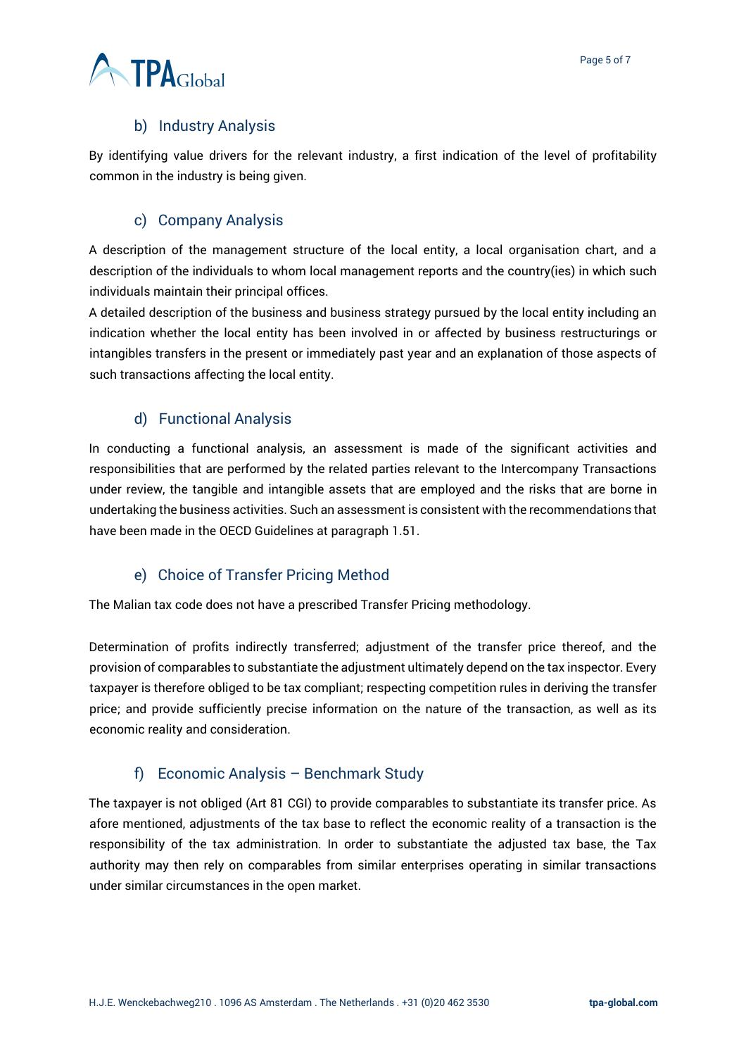### b) Industry Analysis

By identifying value drivers for the relevant industry, a first indication of the level of profitability common in the industry is being given.

### c) Company Analysis

A description of the management structure of the local entity, a local organisation chart, and a description of the individuals to whom local management reports and the country(ies) in which such individuals maintain their principal offices.

A detailed description of the business and business strategy pursued by the local entity including an indication whether the local entity has been involved in or affected by business restructurings or intangibles transfers in the present or immediately past year and an explanation of those aspects of such transactions affecting the local entity.

### d) Functional Analysis

In conducting a functional analysis, an assessment is made of the significant activities and responsibilities that are performed by the related parties relevant to the Intercompany Transactions under review, the tangible and intangible assets that are employed and the risks that are borne in undertaking the business activities. Such an assessment is consistent with the recommendations that have been made in the OECD Guidelines at paragraph 1.51.

### e) Choice of Transfer Pricing Method

The Malian tax code does not have a prescribed Transfer Pricing methodology.

Determination of profits indirectly transferred; adjustment of the transfer price thereof, and the provision of comparables to substantiate the adjustment ultimately depend on the tax inspector. Every taxpayer is therefore obliged to be tax compliant; respecting competition rules in deriving the transfer price; and provide sufficiently precise information on the nature of the transaction, as well as its economic reality and consideration.

### f) Economic Analysis – Benchmark Study

The taxpayer is not obliged (Art 81 CGI) to provide comparables to substantiate its transfer price. As afore mentioned, adjustments of the tax base to reflect the economic reality of a transaction is the responsibility of the tax administration. In order to substantiate the adjusted tax base, the Tax authority may then rely on comparables from similar enterprises operating in similar transactions under similar circumstances in the open market.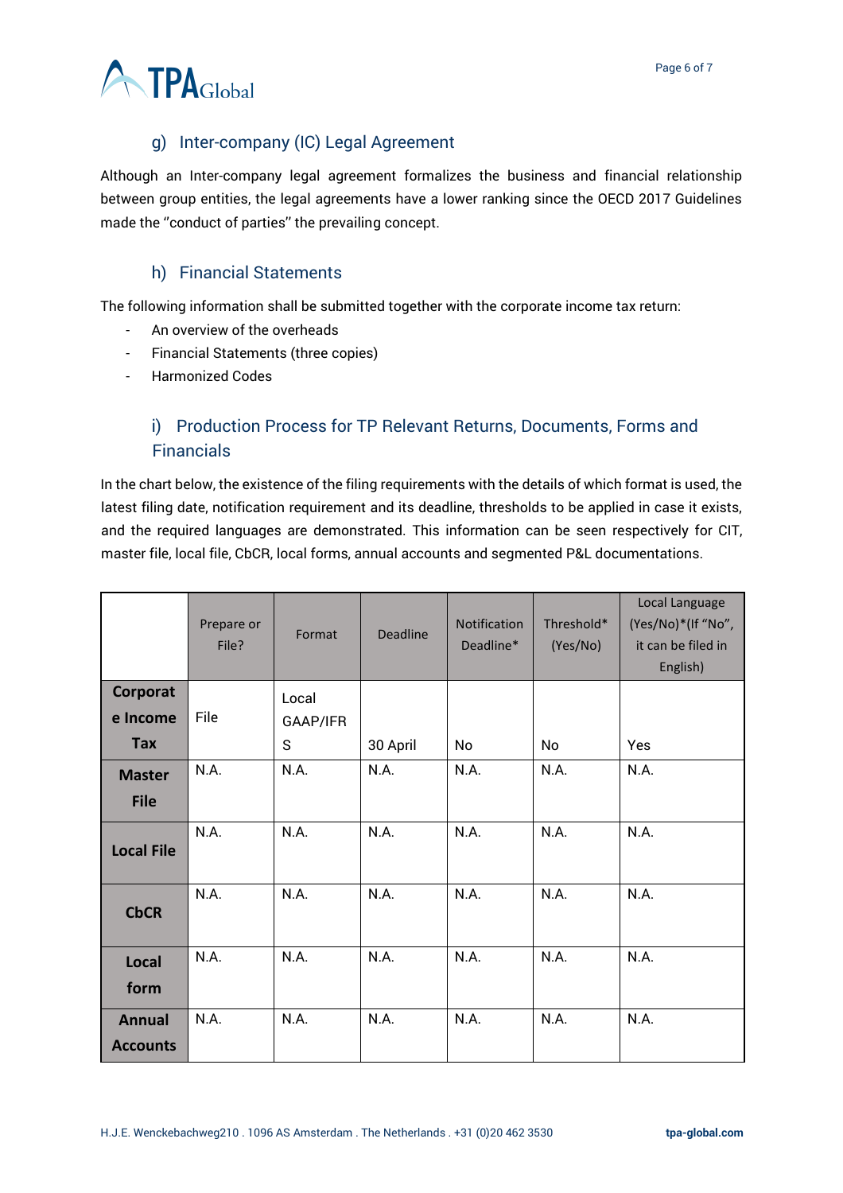### g) Inter-company (IC) Legal Agreement

Although an Inter-company legal agreement formalizes the business and financial relationship between group entities, the legal agreements have a lower ranking since the OECD 2017 Guidelines made the ''conduct of parties'' the prevailing concept.

### h) Financial Statements

The following information shall be submitted together with the corporate income tax return:

- An overview of the overheads
- Financial Statements (three copies)
- Harmonized Codes

### i) Production Process for TP Relevant Returns, Documents, Forms and Financials

In the chart below, the existence of the filing requirements with the details of which format is used, the latest filing date, notification requirement and its deadline, thresholds to be applied in case it exists, and the required languages are demonstrated. This information can be seen respectively for CIT, master file, local file, CbCR, local forms, annual accounts and segmented P&L documentations.

| | Prepare or File? | Format | Deadline | Notification Deadline* | Threshold* (Yes/No) | Local Language (Yes/No)*(If "No", it can be filed in English) |
|---|---|---|---|---|---|---|
| **Corporate Income Tax** | File | Local GAAP/IFRS | 30 April | No | No | Yes |
| **Master File** | N.A. | N.A. | N.A. | N.A. | N.A. | N.A. |
| **Local File** | N.A. | N.A. | N.A. | N.A. | N.A. | N.A. |
| **CbCR** | N.A. | N.A. | N.A. | N.A. | N.A. | N.A. |
| **Local form** | N.A. | N.A. | N.A. | N.A. | N.A. | N.A. |
| **Annual Accounts** | N.A. | N.A. | N.A. | N.A. | N.A. | N.A. |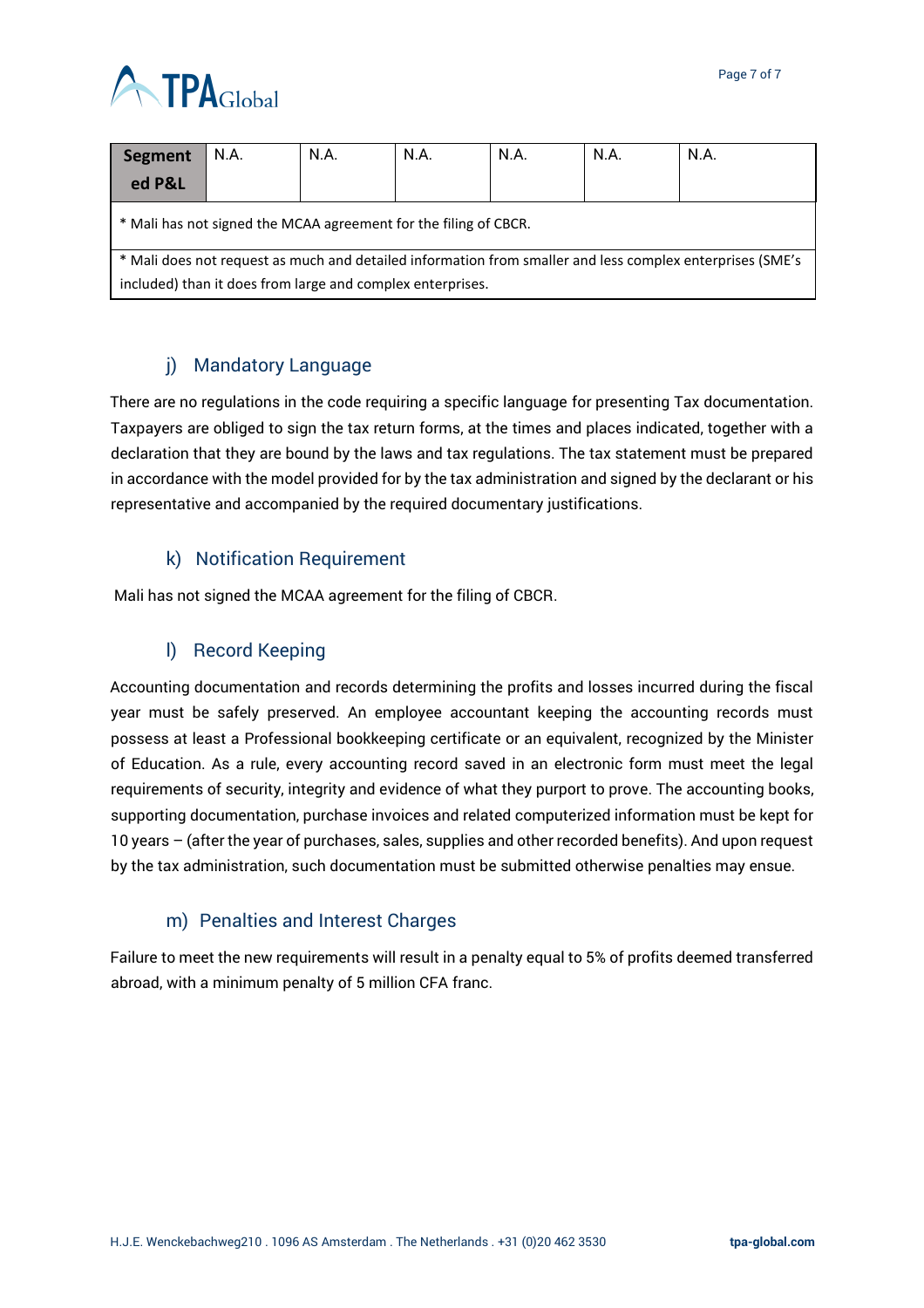| | | | | | | |
|---|---|---|---|---|---|---|
| **Segmented P&L** | N.A. | N.A. | N.A. | N.A. | N.A. | N.A. |
| * Mali has not signed the MCAA agreement for the filing of CBCR. | | | | | | |
| * Mali does not request as much and detailed information from smaller and less complex enterprises (SME's included) than it does from large and complex enterprises. | | | | | | |

### j) Mandatory Language

There are no regulations in the code requiring a specific language for presenting Tax documentation. Taxpayers are obliged to sign the tax return forms, at the times and places indicated, together with a declaration that they are bound by the laws and tax regulations. The tax statement must be prepared in accordance with the model provided for by the tax administration and signed by the declarant or his representative and accompanied by the required documentary justifications.

### k) Notification Requirement

Mali has not signed the MCAA agreement for the filing of CBCR.

### l) Record Keeping

Accounting documentation and records determining the profits and losses incurred during the fiscal year must be safely preserved. An employee accountant keeping the accounting records must possess at least a Professional bookkeeping certificate or an equivalent, recognized by the Minister of Education. As a rule, every accounting record saved in an electronic form must meet the legal requirements of security, integrity and evidence of what they purport to prove. The accounting books, supporting documentation, purchase invoices and related computerized information must be kept for 10 years – (after the year of purchases, sales, supplies and other recorded benefits). And upon request by the tax administration, such documentation must be submitted otherwise penalties may ensue.

### m) Penalties and Interest Charges

Failure to meet the new requirements will result in a penalty equal to 5% of profits deemed transferred abroad, with a minimum penalty of 5 million CFA franc.